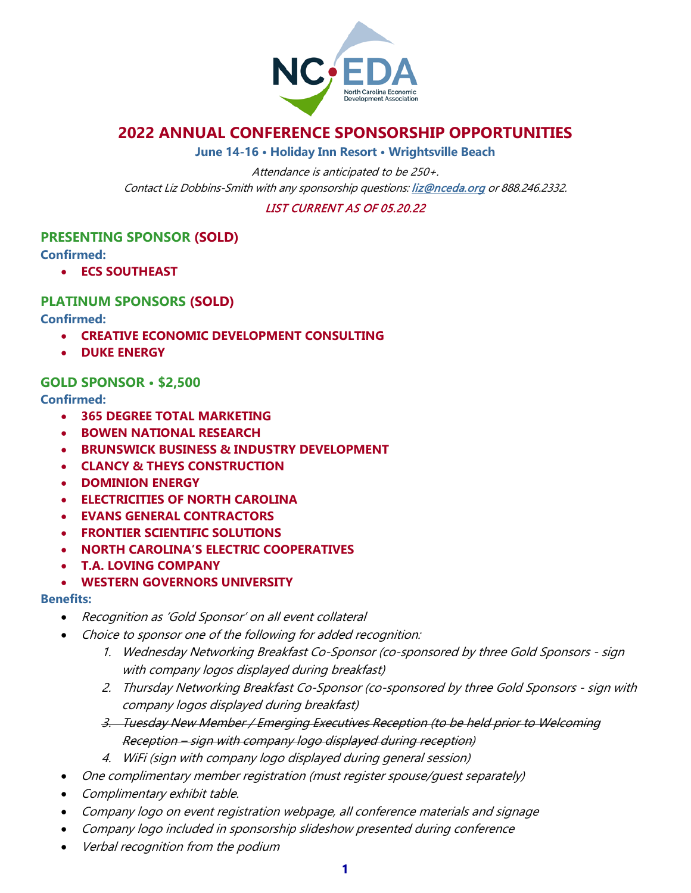# 2022 ANNUAL CONFERENCE SPONSORSHIP OPPORTUNITIES

**June 14-16 • Holiday Inn Resort • Wrightsville Beach**

*Attendance is anticipated to be 250+.*
*Contact Liz Dobbins-Smith with any sponsorship questions: [liz@nceda.org](mailto:liz@nceda.org) or 888.246.2332.*

*LIST CURRENT AS OF 05.20.22*

## PRESENTING SPONSOR (SOLD)

**Confirmed:**

- **ECS SOUTHEAST**

## PLATINUM SPONSORS (SOLD)

**Confirmed:**

- **CREATIVE ECONOMIC DEVELOPMENT CONSULTING**
- **DUKE ENERGY**

## GOLD SPONSOR • $2,500

**Confirmed:**

- **365 DEGREE TOTAL MARKETING**
- **BOWEN NATIONAL RESEARCH**
- **BRUNSWICK BUSINESS & INDUSTRY DEVELOPMENT**
- **CLANCY & THEYS CONSTRUCTION**
- **DOMINION ENERGY**
- **ELECTRICITIES OF NORTH CAROLINA**
- **EVANS GENERAL CONTRACTORS**
- **FRONTIER SCIENTIFIC SOLUTIONS**
- **NORTH CAROLINA'S ELECTRIC COOPERATIVES**
- **T.A. LOVING COMPANY**
- **WESTERN GOVERNORS UNIVERSITY**

**Benefits:**

- *Recognition as 'Gold Sponsor' on all event collateral*
- *Choice to sponsor one of the following for added recognition:*
  1. *Wednesday Networking Breakfast Co-Sponsor (co-sponsored by three Gold Sponsors - sign with company logos displayed during breakfast)*
  2. *Thursday Networking Breakfast Co-Sponsor (co-sponsored by three Gold Sponsors - sign with company logos displayed during breakfast)*
  3. ~~*Tuesday New Member / Emerging Executives Reception (to be held prior to Welcoming Reception – sign with company logo displayed during reception)*~~
  4. *WiFi (sign with company logo displayed during general session)*
- *One complimentary member registration (must register spouse/guest separately)*
- *Complimentary exhibit table.*
- *Company logo on event registration webpage, all conference materials and signage*
- *Company logo included in sponsorship slideshow presented during conference*
- *Verbal recognition from the podium*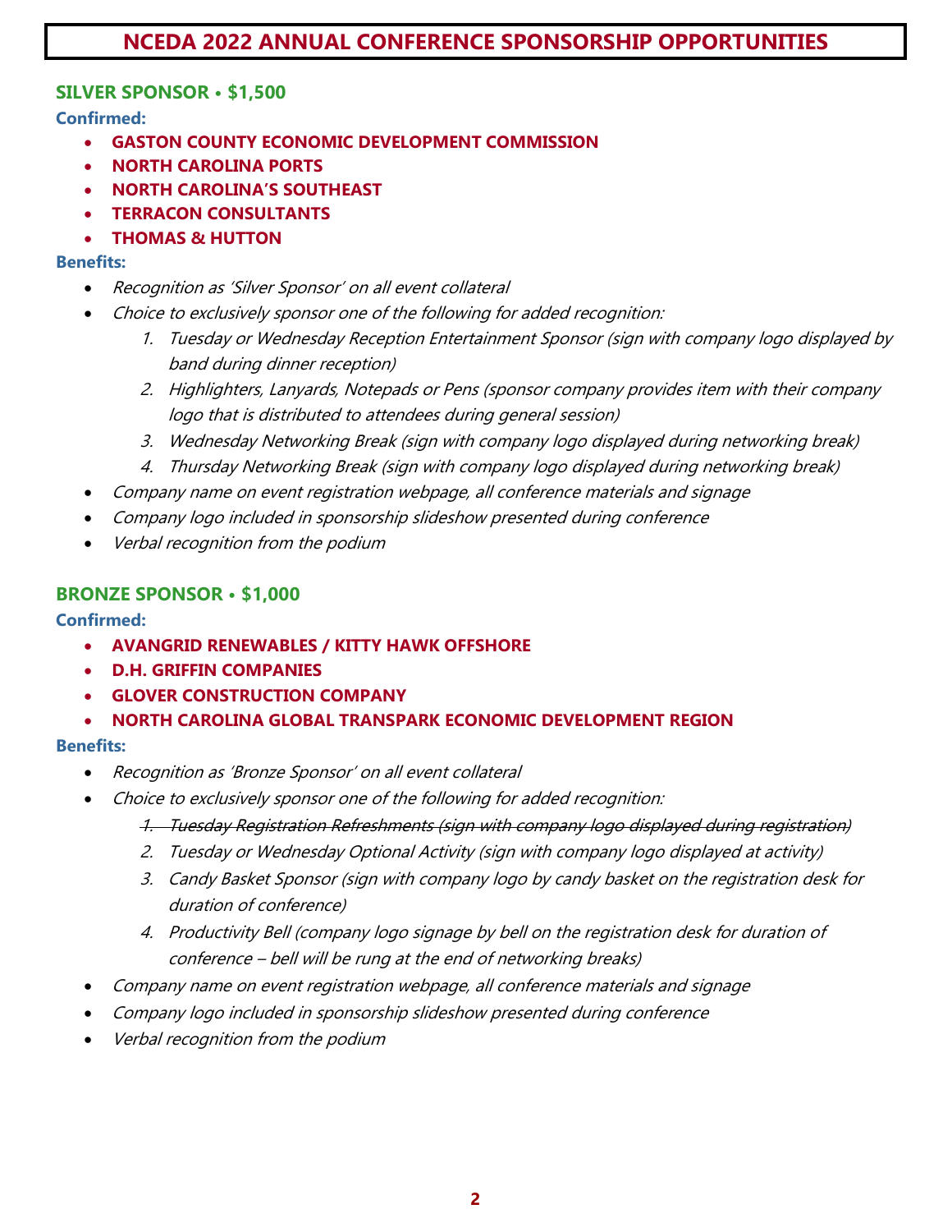# NCEDA 2022 ANNUAL CONFERENCE SPONSORSHIP OPPORTUNITIES

## SILVER SPONSOR • $1,500

**Confirmed:**

- **GASTON COUNTY ECONOMIC DEVELOPMENT COMMISSION**
- **NORTH CAROLINA PORTS**
- **NORTH CAROLINA'S SOUTHEAST**
- **TERRACON CONSULTANTS**
- **THOMAS & HUTTON**

**Benefits:**

- *Recognition as 'Silver Sponsor' on all event collateral*
- *Choice to exclusively sponsor one of the following for added recognition:*
  1. *Tuesday or Wednesday Reception Entertainment Sponsor (sign with company logo displayed by band during dinner reception)*
  2. *Highlighters, Lanyards, Notepads or Pens (sponsor company provides item with their company logo that is distributed to attendees during general session)*
  3. *Wednesday Networking Break (sign with company logo displayed during networking break)*
  4. *Thursday Networking Break (sign with company logo displayed during networking break)*
- *Company name on event registration webpage, all conference materials and signage*
- *Company logo included in sponsorship slideshow presented during conference*
- *Verbal recognition from the podium*

## BRONZE SPONSOR • $1,000

**Confirmed:**

- **AVANGRID RENEWABLES / KITTY HAWK OFFSHORE**
- **D.H. GRIFFIN COMPANIES**
- **GLOVER CONSTRUCTION COMPANY**
- **NORTH CAROLINA GLOBAL TRANSPARK ECONOMIC DEVELOPMENT REGION**

**Benefits:**

- *Recognition as 'Bronze Sponsor' on all event collateral*
- *Choice to exclusively sponsor one of the following for added recognition:*
  1. ~~*Tuesday Registration Refreshments (sign with company logo displayed during registration)*~~
  2. *Tuesday or Wednesday Optional Activity (sign with company logo displayed at activity)*
  3. *Candy Basket Sponsor (sign with company logo by candy basket on the registration desk for duration of conference)*
  4. *Productivity Bell (company logo signage by bell on the registration desk for duration of conference – bell will be rung at the end of networking breaks)*
- *Company name on event registration webpage, all conference materials and signage*
- *Company logo included in sponsorship slideshow presented during conference*
- *Verbal recognition from the podium*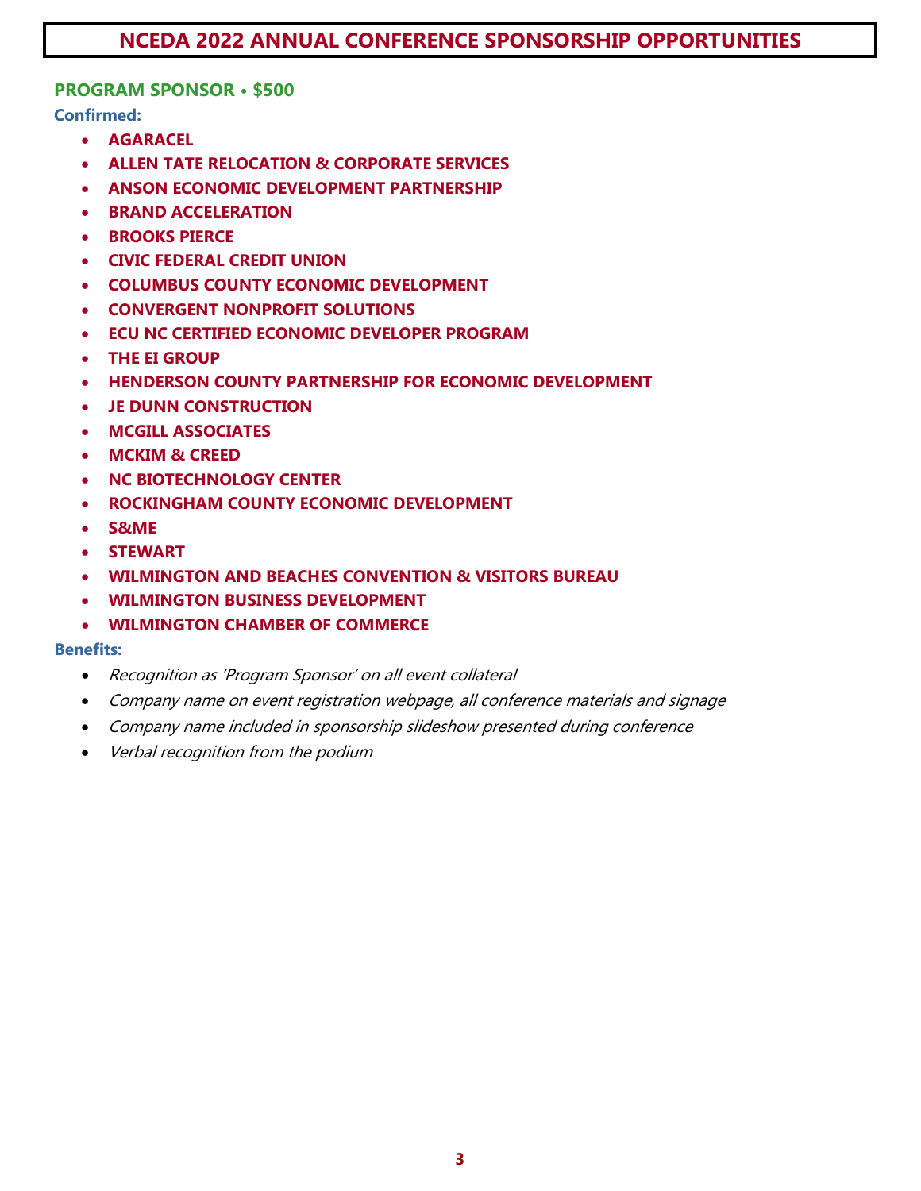# NCEDA 2022 ANNUAL CONFERENCE SPONSORSHIP OPPORTUNITIES

## PROGRAM SPONSOR • $500

**Confirmed:**

- **AGARACEL**
- **ALLEN TATE RELOCATION & CORPORATE SERVICES**
- **ANSON ECONOMIC DEVELOPMENT PARTNERSHIP**
- **BRAND ACCELERATION**
- **BROOKS PIERCE**
- **CIVIC FEDERAL CREDIT UNION**
- **COLUMBUS COUNTY ECONOMIC DEVELOPMENT**
- **CONVERGENT NONPROFIT SOLUTIONS**
- **ECU NC CERTIFIED ECONOMIC DEVELOPER PROGRAM**
- **THE EI GROUP**
- **HENDERSON COUNTY PARTNERSHIP FOR ECONOMIC DEVELOPMENT**
- **JE DUNN CONSTRUCTION**
- **MCGILL ASSOCIATES**
- **MCKIM & CREED**
- **NC BIOTECHNOLOGY CENTER**
- **ROCKINGHAM COUNTY ECONOMIC DEVELOPMENT**
- **S&ME**
- **STEWART**
- **WILMINGTON AND BEACHES CONVENTION & VISITORS BUREAU**
- **WILMINGTON BUSINESS DEVELOPMENT**
- **WILMINGTON CHAMBER OF COMMERCE**

**Benefits:**

- *Recognition as 'Program Sponsor' on all event collateral*
- *Company name on event registration webpage, all conference materials and signage*
- *Company name included in sponsorship slideshow presented during conference*
- *Verbal recognition from the podium*